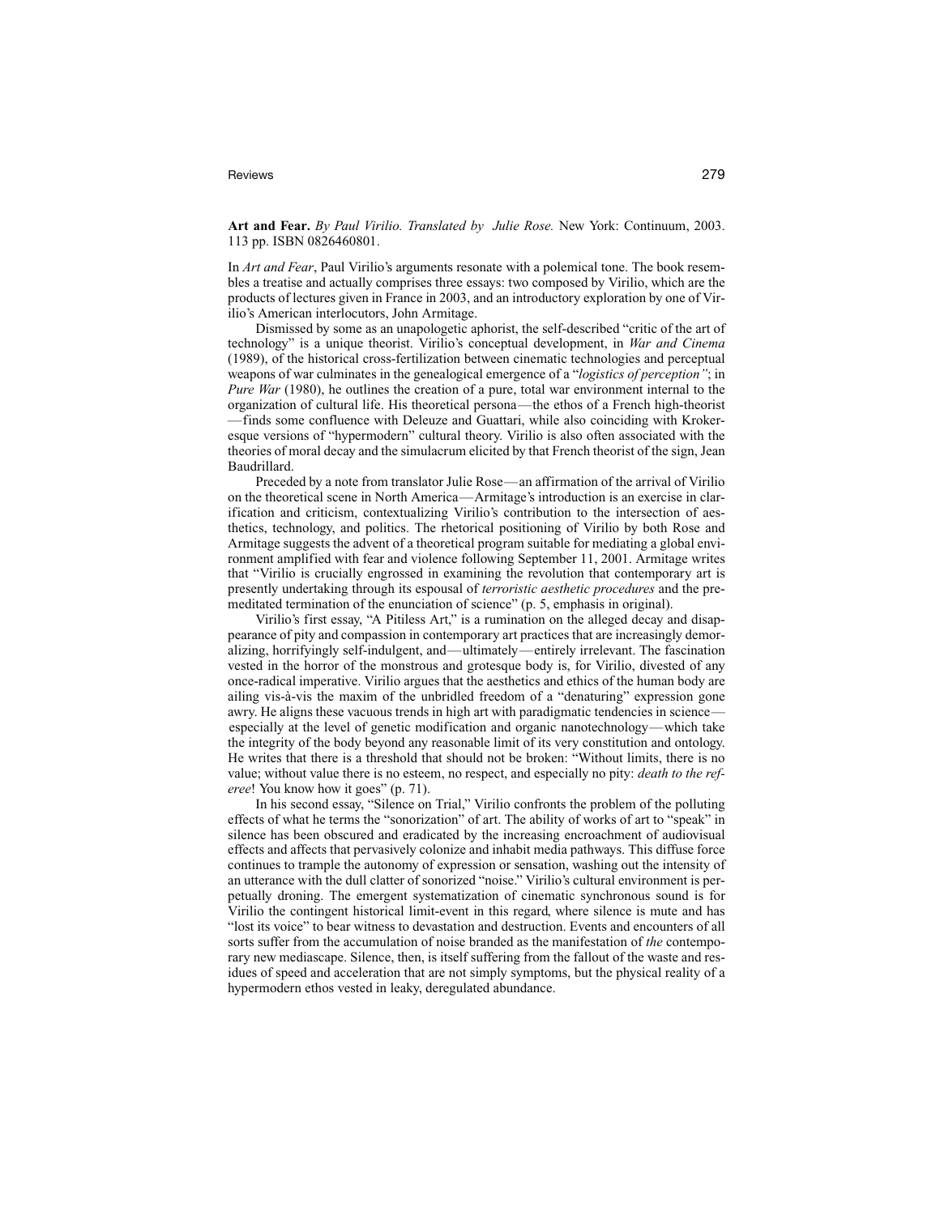**Art and Fear.** *By Paul Virilio. Translated by Julie Rose.* New York: Continuum, 2003. 113 pp. ISBN 0826460801.

In *Art and Fear*, Paul Virilio's arguments resonate with a polemical tone. The book resembles a treatise and actually comprises three essays: two composed by Virilio, which are the products of lectures given in France in 2003, and an introductory exploration by one of Virilio's American interlocutors, John Armitage.

Dismissed by some as an unapologetic aphorist, the self-described "critic of the art of technology" is a unique theorist. Virilio's conceptual development, in *War and Cinema* (1989), of the historical cross-fertilization between cinematic technologies and perceptual weapons of war culminates in the genealogical emergence of a "*logistics of perception"*; in *Pure War* (1980), he outlines the creation of a pure, total war environment internal to the organization of cultural life. His theoretical persona—the ethos of a French high-theorist—finds some confluence with Deleuze and Guattari, while also coinciding with Kroker-esque versions of "hypermodern" cultural theory. Virilio is also often associated with the theories of moral decay and the simulacrum elicited by that French theorist of the sign, Jean Baudrillard.

Preceded by a note from translator Julie Rose—an affirmation of the arrival of Virilio on the theoretical scene in North America—Armitage's introduction is an exercise in clarification and criticism, contextualizing Virilio's contribution to the intersection of aesthetics, technology, and politics. The rhetorical positioning of Virilio by both Rose and Armitage suggests the advent of a theoretical program suitable for mediating a global environment amplified with fear and violence following September 11, 2001. Armitage writes that "Virilio is crucially engrossed in examining the revolution that contemporary art is presently undertaking through its espousal of *terroristic aesthetic procedures* and the premeditated termination of the enunciation of science" (p. 5, emphasis in original).

Virilio's first essay, "A Pitiless Art," is a rumination on the alleged decay and disappearance of pity and compassion in contemporary art practices that are increasingly demoralizing, horrifyingly self-indulgent, and—ultimately—entirely irrelevant. The fascination vested in the horror of the monstrous and grotesque body is, for Virilio, divested of any once-radical imperative. Virilio argues that the aesthetics and ethics of the human body are ailing vis-à-vis the maxim of the unbridled freedom of a "denaturing" expression gone awry. He aligns these vacuous trends in high art with paradigmatic tendencies in science—especially at the level of genetic modification and organic nanotechnology—which take the integrity of the body beyond any reasonable limit of its very constitution and ontology. He writes that there is a threshold that should not be broken: "Without limits, there is no value; without value there is no esteem, no respect, and especially no pity: *death to the referee*! You know how it goes" (p. 71).

In his second essay, "Silence on Trial," Virilio confronts the problem of the polluting effects of what he terms the "sonorization" of art. The ability of works of art to "speak" in silence has been obscured and eradicated by the increasing encroachment of audiovisual effects and affects that pervasively colonize and inhabit media pathways. This diffuse force continues to trample the autonomy of expression or sensation, washing out the intensity of an utterance with the dull clatter of sonorized "noise." Virilio's cultural environment is perpetually droning. The emergent systematization of cinematic synchronous sound is for Virilio the contingent historical limit-event in this regard, where silence is mute and has "lost its voice" to bear witness to devastation and destruction. Events and encounters of all sorts suffer from the accumulation of noise branded as the manifestation of *the* contemporary new mediascape. Silence, then, is itself suffering from the fallout of the waste and residues of speed and acceleration that are not simply symptoms, but the physical reality of a hypermodern ethos vested in leaky, deregulated abundance.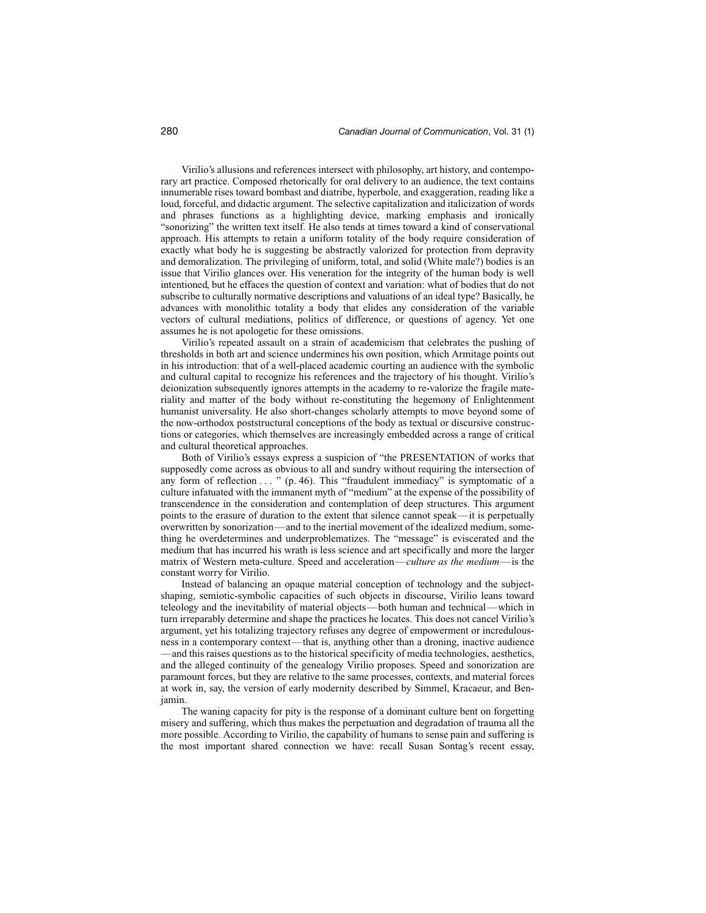Virilio's allusions and references intersect with philosophy, art history, and contemporary art practice. Composed rhetorically for oral delivery to an audience, the text contains innumerable rises toward bombast and diatribe, hyperbole, and exaggeration, reading like a loud, forceful, and didactic argument. The selective capitalization and italicization of words and phrases functions as a highlighting device, marking emphasis and ironically "sonorizing" the written text itself. He also tends at times toward a kind of conservational approach. His attempts to retain a uniform totality of the body require consideration of exactly what body he is suggesting be abstractly valorized for protection from depravity and demoralization. The privileging of uniform, total, and solid (White male?) bodies is an issue that Virilio glances over. His veneration for the integrity of the human body is well intentioned, but he effaces the question of context and variation: what of bodies that do not subscribe to culturally normative descriptions and valuations of an ideal type? Basically, he advances with monolithic totality a body that elides any consideration of the variable vectors of cultural mediations, politics of difference, or questions of agency. Yet one assumes he is not apologetic for these omissions.

Virilio's repeated assault on a strain of academicism that celebrates the pushing of thresholds in both art and science undermines his own position, which Armitage points out in his introduction: that of a well-placed academic courting an audience with the symbolic and cultural capital to recognize his references and the trajectory of his thought. Virilio's deionization subsequently ignores attempts in the academy to re-valorize the fragile materiality and matter of the body without re-constituting the hegemony of Enlightenment humanist universality. He also short-changes scholarly attempts to move beyond some of the now-orthodox poststructural conceptions of the body as textual or discursive constructions or categories, which themselves are increasingly embedded across a range of critical and cultural theoretical approaches.

Both of Virilio's essays express a suspicion of "the PRESENTATION of works that supposedly come across as obvious to all and sundry without requiring the intersection of any form of reflection . . . " (p. 46). This "fraudulent immediacy" is symptomatic of a culture infatuated with the immanent myth of "medium" at the expense of the possibility of transcendence in the consideration and contemplation of deep structures. This argument points to the erasure of duration to the extent that silence cannot speak—it is perpetually overwritten by sonorization—and to the inertial movement of the idealized medium, something he overdetermines and underproblematizes. The "message" is eviscerated and the medium that has incurred his wrath is less science and art specifically and more the larger matrix of Western meta-culture. Speed and acceleration—*culture as the medium*—is the constant worry for Virilio.

Instead of balancing an opaque material conception of technology and the subject-shaping, semiotic-symbolic capacities of such objects in discourse, Virilio leans toward teleology and the inevitability of material objects—both human and technical—which in turn irreparably determine and shape the practices he locates. This does not cancel Virilio's argument, yet his totalizing trajectory refuses any degree of empowerment or incredulousness in a contemporary context—that is, anything other than a droning, inactive audience—and this raises questions as to the historical specificity of media technologies, aesthetics, and the alleged continuity of the genealogy Virilio proposes. Speed and sonorization are paramount forces, but they are relative to the same processes, contexts, and material forces at work in, say, the version of early modernity described by Simmel, Kracaeur, and Benjamin.

The waning capacity for pity is the response of a dominant culture bent on forgetting misery and suffering, which thus makes the perpetuation and degradation of trauma all the more possible. According to Virilio, the capability of humans to sense pain and suffering is the most important shared connection we have: recall Susan Sontag's recent essay,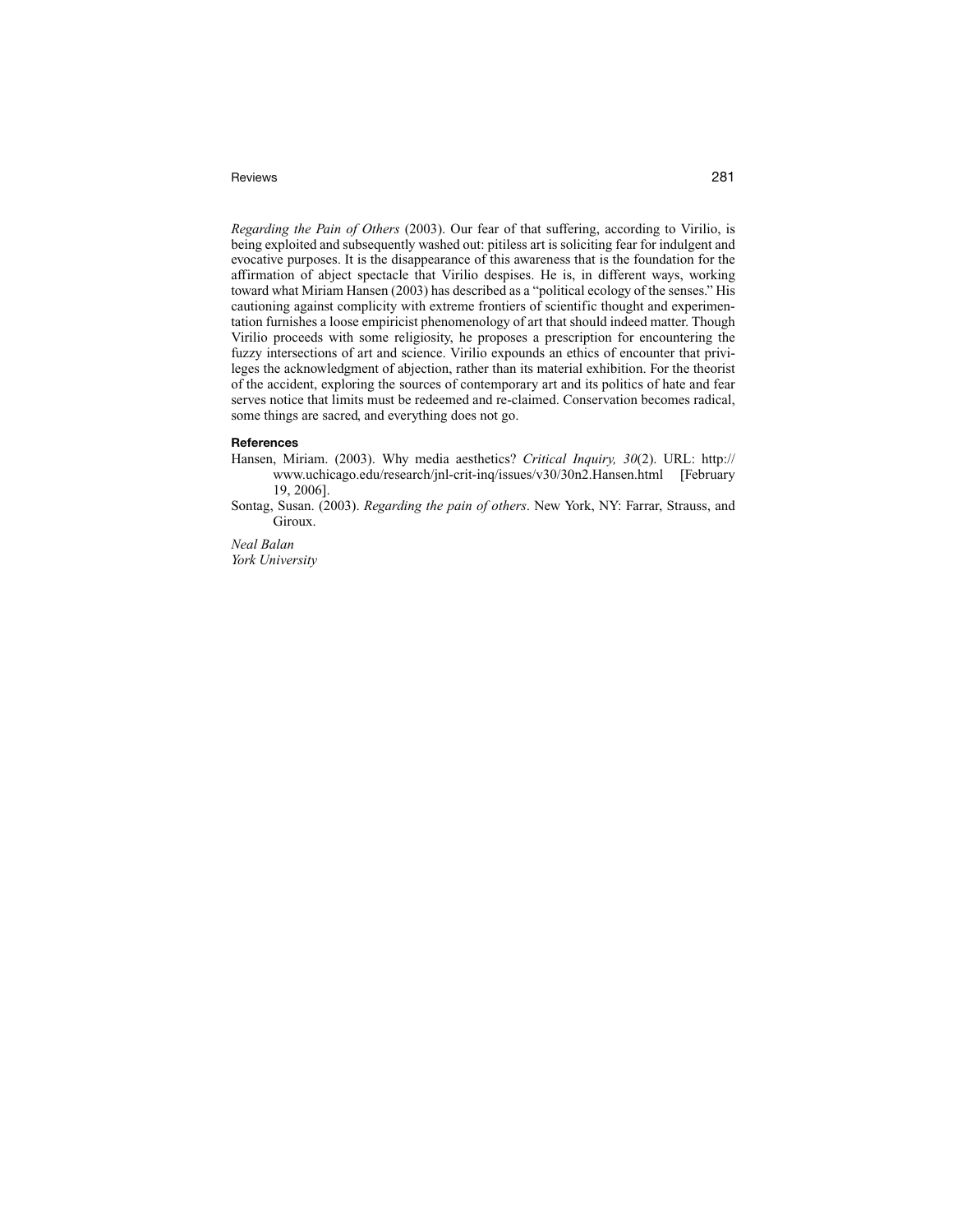*Regarding the Pain of Others* (2003). Our fear of that suffering, according to Virilio, is being exploited and subsequently washed out: pitiless art is soliciting fear for indulgent and evocative purposes. It is the disappearance of this awareness that is the foundation for the affirmation of abject spectacle that Virilio despises. He is, in different ways, working toward what Miriam Hansen (2003) has described as a "political ecology of the senses." His cautioning against complicity with extreme frontiers of scientific thought and experimentation furnishes a loose empiricist phenomenology of art that should indeed matter. Though Virilio proceeds with some religiosity, he proposes a prescription for encountering the fuzzy intersections of art and science. Virilio expounds an ethics of encounter that privileges the acknowledgment of abjection, rather than its material exhibition. For the theorist of the accident, exploring the sources of contemporary art and its politics of hate and fear serves notice that limits must be redeemed and re-claimed. Conservation becomes radical, some things are sacred, and everything does not go.

### References

Hansen, Miriam. (2003). Why media aesthetics? *Critical Inquiry, 30*(2). URL: http://www.uchicago.edu/research/jnl-crit-inq/issues/v30/30n2.Hansen.html [February 19, 2006].

Sontag, Susan. (2003). *Regarding the pain of others*. New York, NY: Farrar, Strauss, and Giroux.

*Neal Balan*
*York University*